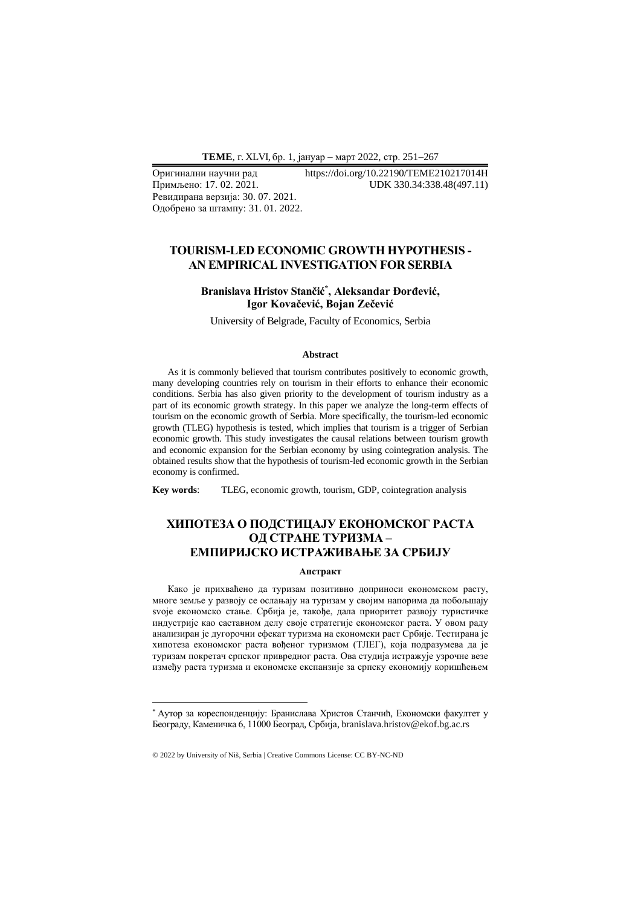Оригинални научни рад https://doi.org/10.22190/TEME210217014H
Примљено: 17. 02. 2021. UDK 330.34:338.48(497.11)
Ревидирана верзија: 30. 07. 2021.
Одобрено за штампу: 31. 01. 2022.

# TOURISM-LED ECONOMIC GROWTH HYPOTHESIS - AN EMPIRICAL INVESTIGATION FOR SERBIA

**Branislava Hristov Stančić*, Aleksandar Đorđević, Igor Kovačević, Bojan Zečević**

University of Belgrade, Faculty of Economics, Serbia

### Abstract

As it is commonly believed that tourism contributes positively to economic growth, many developing countries rely on tourism in their efforts to enhance their economic conditions. Serbia has also given priority to the development of tourism industry as a part of its economic growth strategy. In this paper we analyze the long-term effects of tourism on the economic growth of Serbia. More specifically, the tourism-led economic growth (TLEG) hypothesis is tested, which implies that tourism is a trigger of Serbian economic growth. This study investigates the causal relations between tourism growth and economic expansion for the Serbian economy by using cointegration analysis. The obtained results show that the hypothesis of tourism-led economic growth in the Serbian economy is confirmed.

**Key words**: TLEG, economic growth, tourism, GDP, cointegration analysis

# ХИПОТЕЗА О ПОДСТИЦАЈУ ЕКОНОМСКОГ РАСТА ОД СТРАНЕ ТУРИЗМА – ЕМПИРИЈСКО ИСТРАЖИВАЊЕ ЗА СРБИЈУ

### Апстракт

Како је прихваћено да туризам позитивно доприноси економском расту, многе земље у развоју се ослањају на туризам у својим напорима да побољшају svoje економско стање. Србија је, такође, дала приоритет развоју туристичке индустрије као саставном делу своје стратегије економског раста. У овом раду анализиран је дугорочни ефекат туризма на економски раст Србије. Тестирана је хипотеза економског раста вођеног туризмом (ТЛЕГ), која подразумева да је туризам покретач српског привредног раста. Ова студија истражује узрочне везе између раста туризма и економске експанзије за српску економију коришћењем

---

\* Аутор за кореспонденцију: Бранислава Христов Станчић, Економски факултет у Београду, Каменичка 6, 11000 Београд, Србија, branislava.hristov@ekof.bg.ac.rs

© 2022 by University of Niš, Serbia | Creative Commons License: CC BY-NC-ND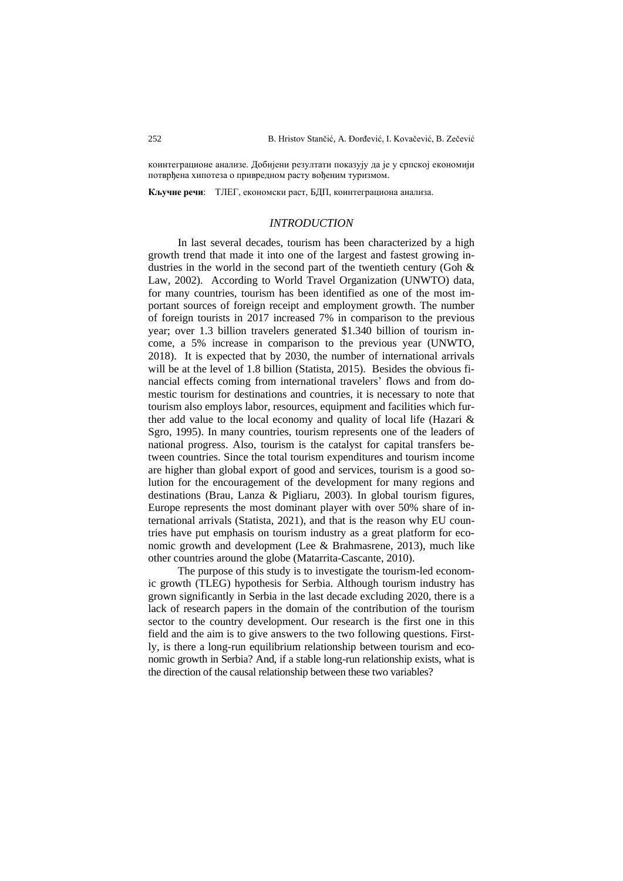коинтеграционе анализе. Добијени резултати показују да је у српској економији потврђена хипотеза о привредном расту вођеним туризмом.

**Кључне речи**: ТЛЕГ, економски раст, БДП, коинтеграциона анализа.

## *INTRODUCTION*

In last several decades, tourism has been characterized by a high growth trend that made it into one of the largest and fastest growing industries in the world in the second part of the twentieth century (Goh & Law, 2002). According to World Travel Organization (UNWTO) data, for many countries, tourism has been identified as one of the most important sources of foreign receipt and employment growth. The number of foreign tourists in 2017 increased 7% in comparison to the previous year; over 1.3 billion travelers generated $1.340 billion of tourism income, a 5% increase in comparison to the previous year (UNWTO, 2018). It is expected that by 2030, the number of international arrivals will be at the level of 1.8 billion (Statista, 2015). Besides the obvious financial effects coming from international travelers' flows and from domestic tourism for destinations and countries, it is necessary to note that tourism also employs labor, resources, equipment and facilities which further add value to the local economy and quality of local life (Hazari & Sgro, 1995). In many countries, tourism represents one of the leaders of national progress. Also, tourism is the catalyst for capital transfers between countries. Since the total tourism expenditures and tourism income are higher than global export of good and services, tourism is a good solution for the encouragement of the development for many regions and destinations (Brau, Lanza & Pigliaru, 2003). In global tourism figures, Europe represents the most dominant player with over 50% share of international arrivals (Statista, 2021), and that is the reason why EU countries have put emphasis on tourism industry as a great platform for economic growth and development (Lee & Brahmasrene, 2013), much like other countries around the globe (Matarrita-Cascante, 2010).

The purpose of this study is to investigate the tourism-led economic growth (TLEG) hypothesis for Serbia. Although tourism industry has grown significantly in Serbia in the last decade excluding 2020, there is a lack of research papers in the domain of the contribution of the tourism sector to the country development. Our research is the first one in this field and the aim is to give answers to the two following questions. Firstly, is there a long-run equilibrium relationship between tourism and economic growth in Serbia? And, if a stable long-run relationship exists, what is the direction of the causal relationship between these two variables?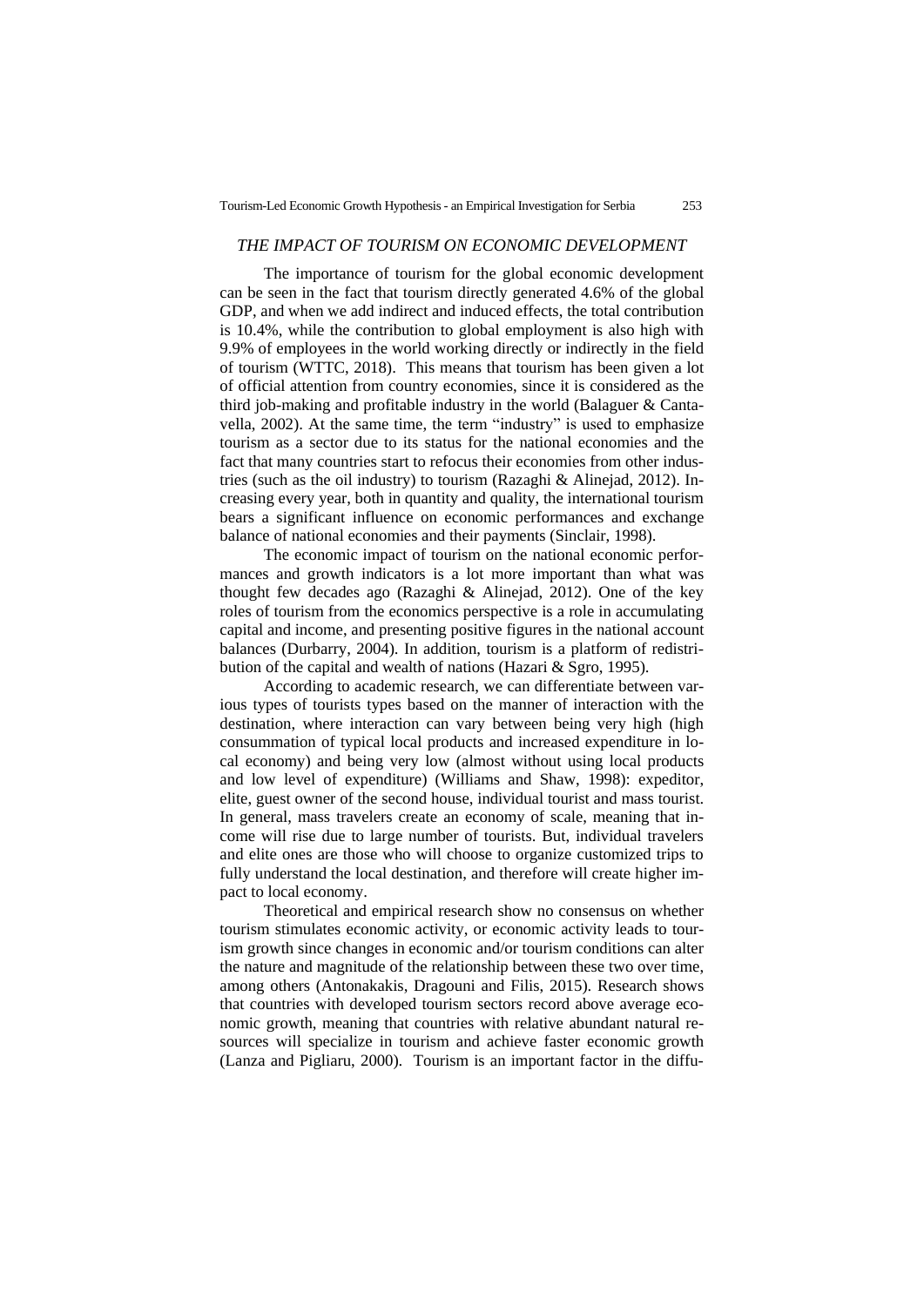## *THE IMPACT OF TOURISM ON ECONOMIC DEVELOPMENT*

The importance of tourism for the global economic development can be seen in the fact that tourism directly generated 4.6% of the global GDP, and when we add indirect and induced effects, the total contribution is 10.4%, while the contribution to global employment is also high with 9.9% of employees in the world working directly or indirectly in the field of tourism (WTTC, 2018). This means that tourism has been given a lot of official attention from country economies, since it is considered as the third job-making and profitable industry in the world (Balaguer & Cantavella, 2002). At the same time, the term "industry" is used to emphasize tourism as a sector due to its status for the national economies and the fact that many countries start to refocus their economies from other industries (such as the oil industry) to tourism (Razaghi & Alinejad, 2012). Increasing every year, both in quantity and quality, the international tourism bears a significant influence on economic performances and exchange balance of national economies and their payments (Sinclair, 1998).

The economic impact of tourism on the national economic performances and growth indicators is a lot more important than what was thought few decades ago (Razaghi & Alinejad, 2012). One of the key roles of tourism from the economics perspective is a role in accumulating capital and income, and presenting positive figures in the national account balances (Durbarry, 2004). In addition, tourism is a platform of redistribution of the capital and wealth of nations (Hazari & Sgro, 1995).

According to academic research, we can differentiate between various types of tourists types based on the manner of interaction with the destination, where interaction can vary between being very high (high consummation of typical local products and increased expenditure in local economy) and being very low (almost without using local products and low level of expenditure) (Williams and Shaw, 1998): expeditor, elite, guest owner of the second house, individual tourist and mass tourist. In general, mass travelers create an economy of scale, meaning that income will rise due to large number of tourists. But, individual travelers and elite ones are those who will choose to organize customized trips to fully understand the local destination, and therefore will create higher impact to local economy.

Theoretical and empirical research show no consensus on whether tourism stimulates economic activity, or economic activity leads to tourism growth since changes in economic and/or tourism conditions can alter the nature and magnitude of the relationship between these two over time, among others (Antonakakis, Dragouni and Filis, 2015). Research shows that countries with developed tourism sectors record above average economic growth, meaning that countries with relative abundant natural resources will specialize in tourism and achieve faster economic growth (Lanza and Pigliaru, 2000). Tourism is an important factor in the diffu-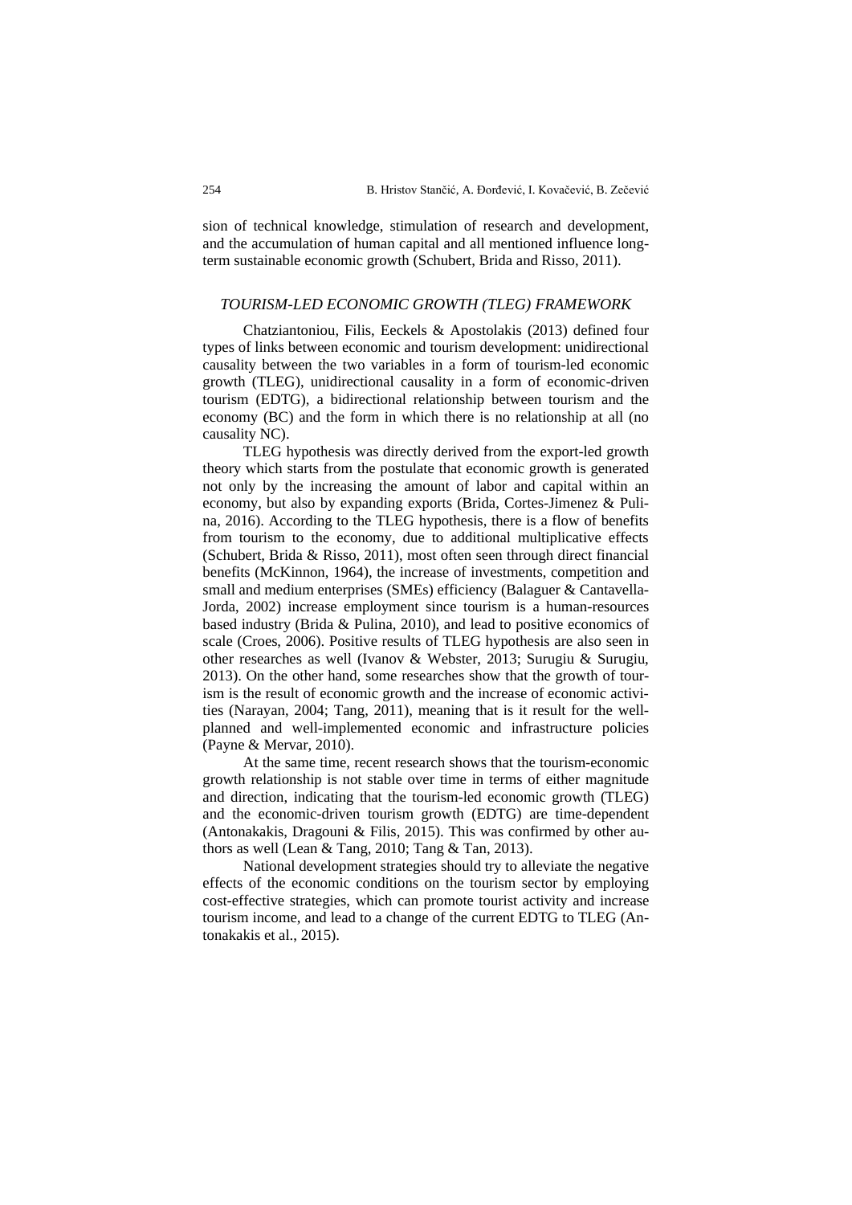sion of technical knowledge, stimulation of research and development, and the accumulation of human capital and all mentioned influence long-term sustainable economic growth (Schubert, Brida and Risso, 2011).

## *TOURISM-LED ECONOMIC GROWTH (TLEG) FRAMEWORK*

Chatziantoniou, Filis, Eeckels & Apostolakis (2013) defined four types of links between economic and tourism development: unidirectional causality between the two variables in a form of tourism-led economic growth (TLEG), unidirectional causality in a form of economic-driven tourism (EDTG), a bidirectional relationship between tourism and the economy (BC) and the form in which there is no relationship at all (no causality NC).

TLEG hypothesis was directly derived from the export-led growth theory which starts from the postulate that economic growth is generated not only by the increasing the amount of labor and capital within an economy, but also by expanding exports (Brida, Cortes-Jimenez & Pulina, 2016). According to the TLEG hypothesis, there is a flow of benefits from tourism to the economy, due to additional multiplicative effects (Schubert, Brida & Risso, 2011), most often seen through direct financial benefits (McKinnon, 1964), the increase of investments, competition and small and medium enterprises (SMEs) efficiency (Balaguer & Cantavella-Jorda, 2002) increase employment since tourism is a human-resources based industry (Brida & Pulina, 2010), and lead to positive economics of scale (Croes, 2006). Positive results of TLEG hypothesis are also seen in other researches as well (Ivanov & Webster, 2013; Surugiu & Surugiu, 2013). On the other hand, some researches show that the growth of tourism is the result of economic growth and the increase of economic activities (Narayan, 2004; Tang, 2011), meaning that is it result for the well-planned and well-implemented economic and infrastructure policies (Payne & Mervar, 2010).

At the same time, recent research shows that the tourism-economic growth relationship is not stable over time in terms of either magnitude and direction, indicating that the tourism-led economic growth (TLEG) and the economic-driven tourism growth (EDTG) are time-dependent (Antonakakis, Dragouni & Filis, 2015). This was confirmed by other authors as well (Lean & Tang, 2010; Tang & Tan, 2013).

National development strategies should try to alleviate the negative effects of the economic conditions on the tourism sector by employing cost-effective strategies, which can promote tourist activity and increase tourism income, and lead to a change of the current EDTG to TLEG (Antonakakis et al., 2015).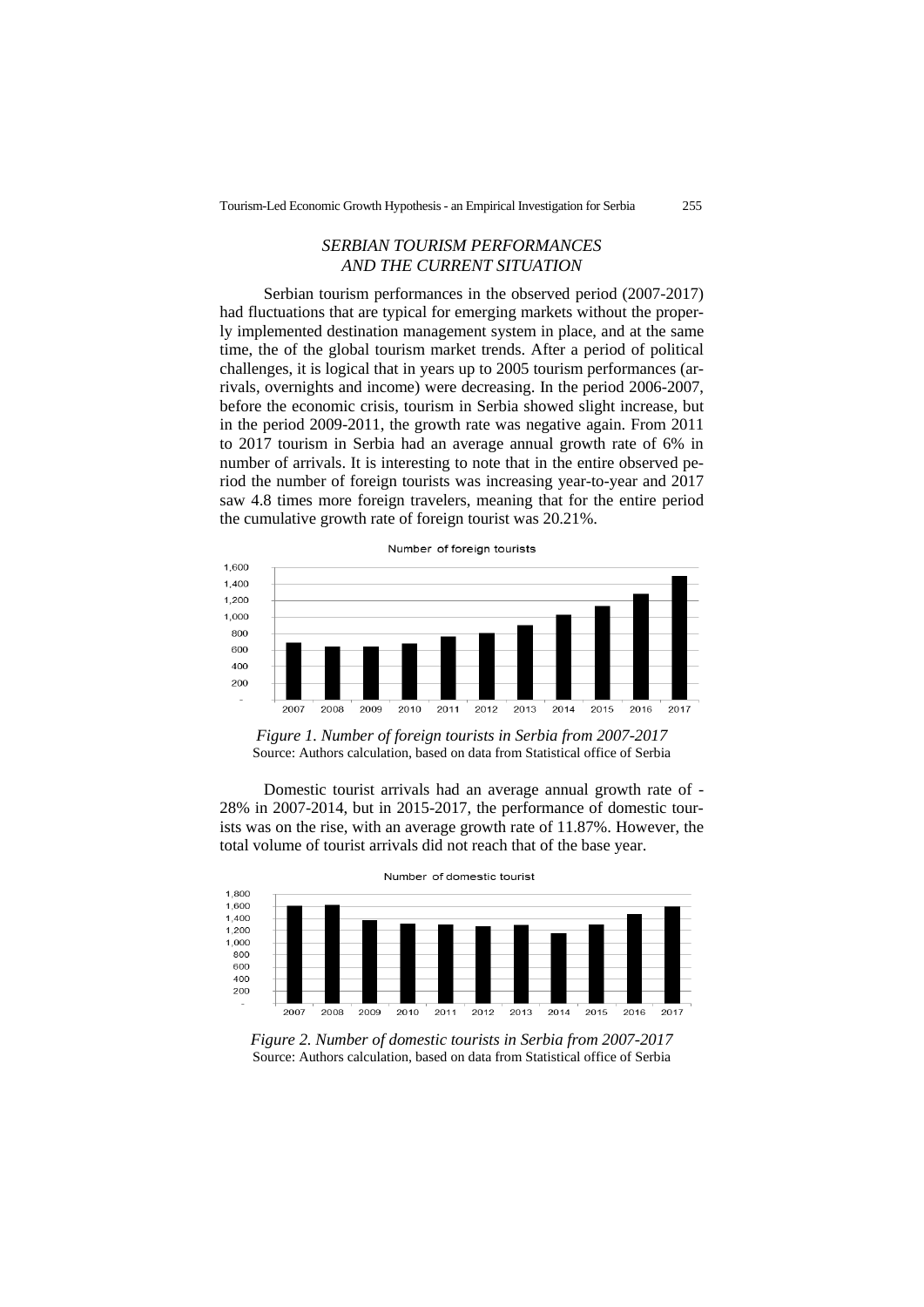## *SERBIAN TOURISM PERFORMANCES AND THE CURRENT SITUATION*

Serbian tourism performances in the observed period (2007-2017) had fluctuations that are typical for emerging markets without the properly implemented destination management system in place, and at the same time, the of the global tourism market trends. After a period of political challenges, it is logical that in years up to 2005 tourism performances (arrivals, overnights and income) were decreasing. In the period 2006-2007, before the economic crisis, tourism in Serbia showed slight increase, but in the period 2009-2011, the growth rate was negative again. From 2011 to 2017 tourism in Serbia had an average annual growth rate of 6% in number of arrivals. It is interesting to note that in the entire observed period the number of foreign tourists was increasing year-to-year and 2017 saw 4.8 times more foreign travelers, meaning that for the entire period the cumulative growth rate of foreign tourist was 20.21%.

*Figure 1. Number of foreign tourists in Serbia from 2007-2017*
Source: Authors calculation, based on data from Statistical office of Serbia

Domestic tourist arrivals had an average annual growth rate of -28% in 2007-2014, but in 2015-2017, the performance of domestic tourists was on the rise, with an average growth rate of 11.87%. However, the total volume of tourist arrivals did not reach that of the base year.

*Figure 2. Number of domestic tourists in Serbia from 2007-2017*
Source: Authors calculation, based on data from Statistical office of Serbia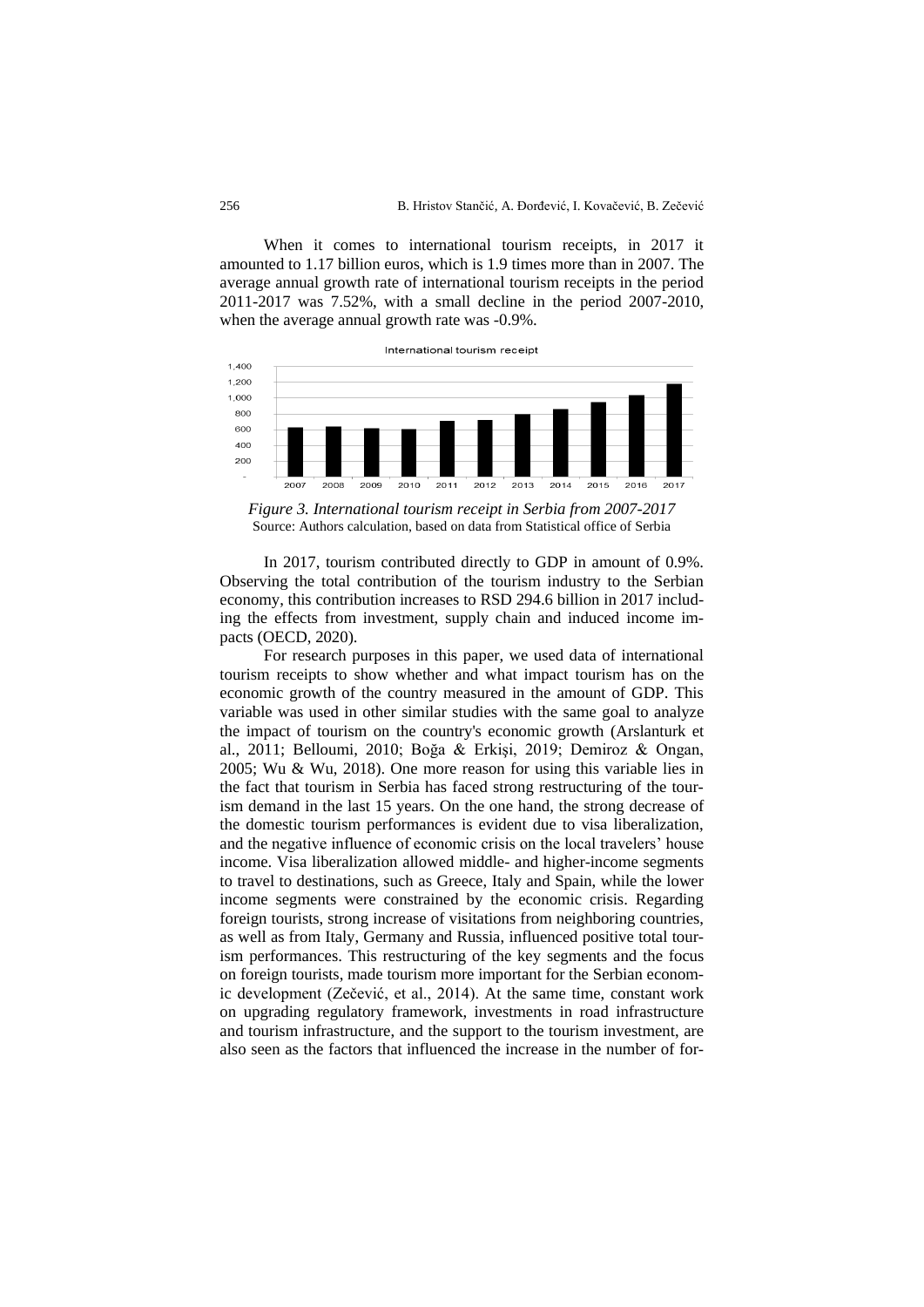When it comes to international tourism receipts, in 2017 it amounted to 1.17 billion euros, which is 1.9 times more than in 2007. The average annual growth rate of international tourism receipts in the period 2011-2017 was 7.52%, with a small decline in the period 2007-2010, when the average annual growth rate was -0.9%.

*Figure 3. International tourism receipt in Serbia from 2007-2017*
Source: Authors calculation, based on data from Statistical office of Serbia

In 2017, tourism contributed directly to GDP in amount of 0.9%. Observing the total contribution of the tourism industry to the Serbian economy, this contribution increases to RSD 294.6 billion in 2017 including the effects from investment, supply chain and induced income impacts (OECD, 2020).

For research purposes in this paper, we used data of international tourism receipts to show whether and what impact tourism has on the economic growth of the country measured in the amount of GDP. This variable was used in other similar studies with the same goal to analyze the impact of tourism on the country's economic growth (Arslanturk et al., 2011; Belloumi, 2010; Boğa & Erkişi, 2019; Demiroz & Ongan, 2005; Wu & Wu, 2018). One more reason for using this variable lies in the fact that tourism in Serbia has faced strong restructuring of the tourism demand in the last 15 years. On the one hand, the strong decrease of the domestic tourism performances is evident due to visa liberalization, and the negative influence of economic crisis on the local travelers' house income. Visa liberalization allowed middle- and higher-income segments to travel to destinations, such as Greece, Italy and Spain, while the lower income segments were constrained by the economic crisis. Regarding foreign tourists, strong increase of visitations from neighboring countries, as well as from Italy, Germany and Russia, influenced positive total tourism performances. This restructuring of the key segments and the focus on foreign tourists, made tourism more important for the Serbian economic development (Zečević, et al., 2014). At the same time, constant work on upgrading regulatory framework, investments in road infrastructure and tourism infrastructure, and the support to the tourism investment, are also seen as the factors that influenced the increase in the number of for-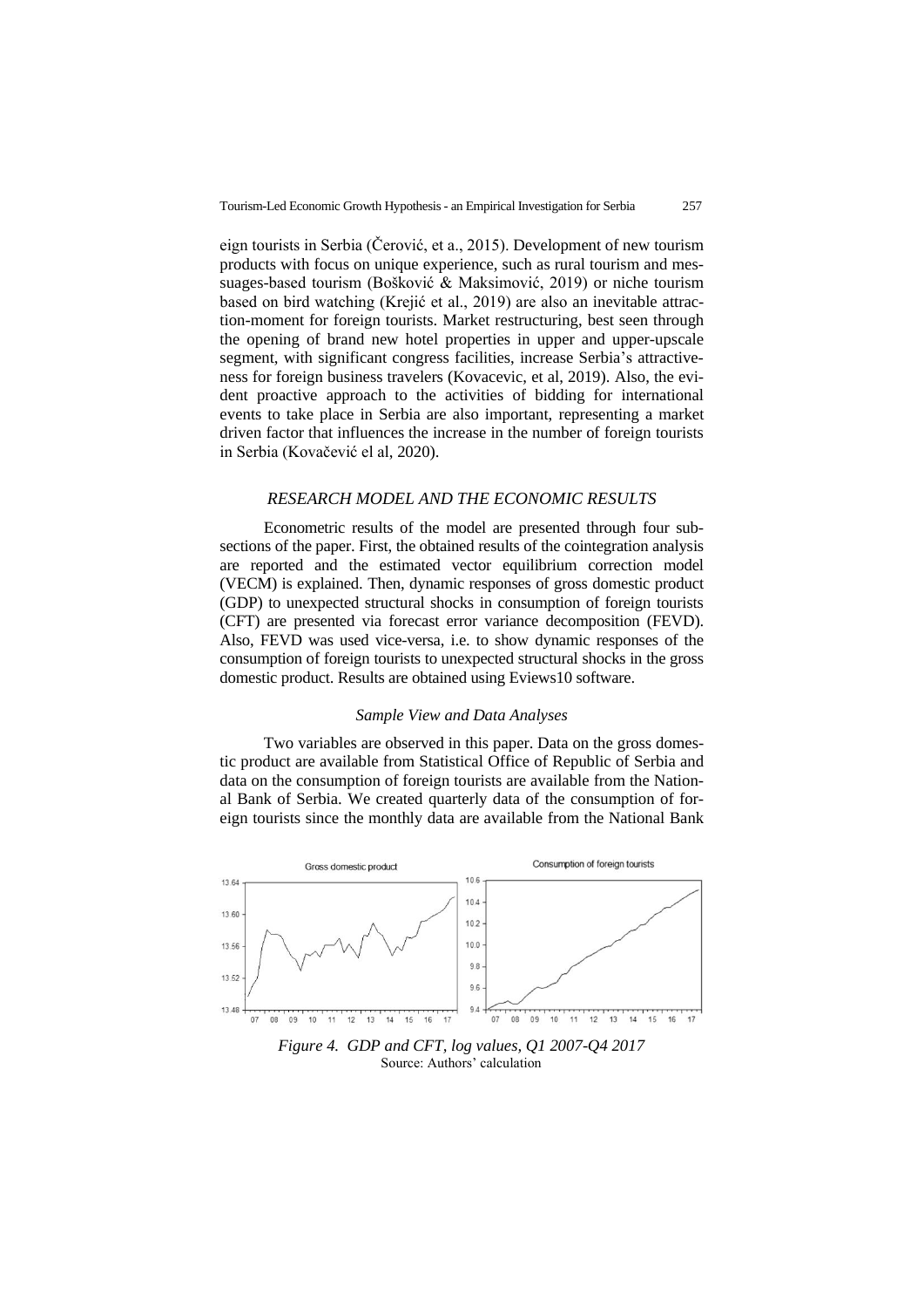eign tourists in Serbia (Čerović, et a., 2015). Development of new tourism products with focus on unique experience, such as rural tourism and messuages-based tourism (Bošković & Maksimović, 2019) or niche tourism based on bird watching (Krejić et al., 2019) are also an inevitable attraction-moment for foreign tourists. Market restructuring, best seen through the opening of brand new hotel properties in upper and upper-upscale segment, with significant congress facilities, increase Serbia's attractiveness for foreign business travelers (Kovacevic, et al, 2019). Also, the evident proactive approach to the activities of bidding for international events to take place in Serbia are also important, representing a market driven factor that influences the increase in the number of foreign tourists in Serbia (Kovačević el al, 2020).

## *RESEARCH MODEL AND THE ECONOMIC RESULTS*

Econometric results of the model are presented through four subsections of the paper. First, the obtained results of the cointegration analysis are reported and the estimated vector equilibrium correction model (VECM) is explained. Then, dynamic responses of gross domestic product (GDP) to unexpected structural shocks in consumption of foreign tourists (CFT) are presented via forecast error variance decomposition (FEVD). Also, FEVD was used vice-versa, i.e. to show dynamic responses of the consumption of foreign tourists to unexpected structural shocks in the gross domestic product. Results are obtained using Eviews10 software.

### *Sample View and Data Analyses*

Two variables are observed in this paper. Data on the gross domestic product are available from Statistical Office of Republic of Serbia and data on the consumption of foreign tourists are available from the National Bank of Serbia. We created quarterly data of the consumption of foreign tourists since the monthly data are available from the National Bank

*Figure 4. GDP and CFT, log values, Q1 2007-Q4 2017*
Source: Authors' calculation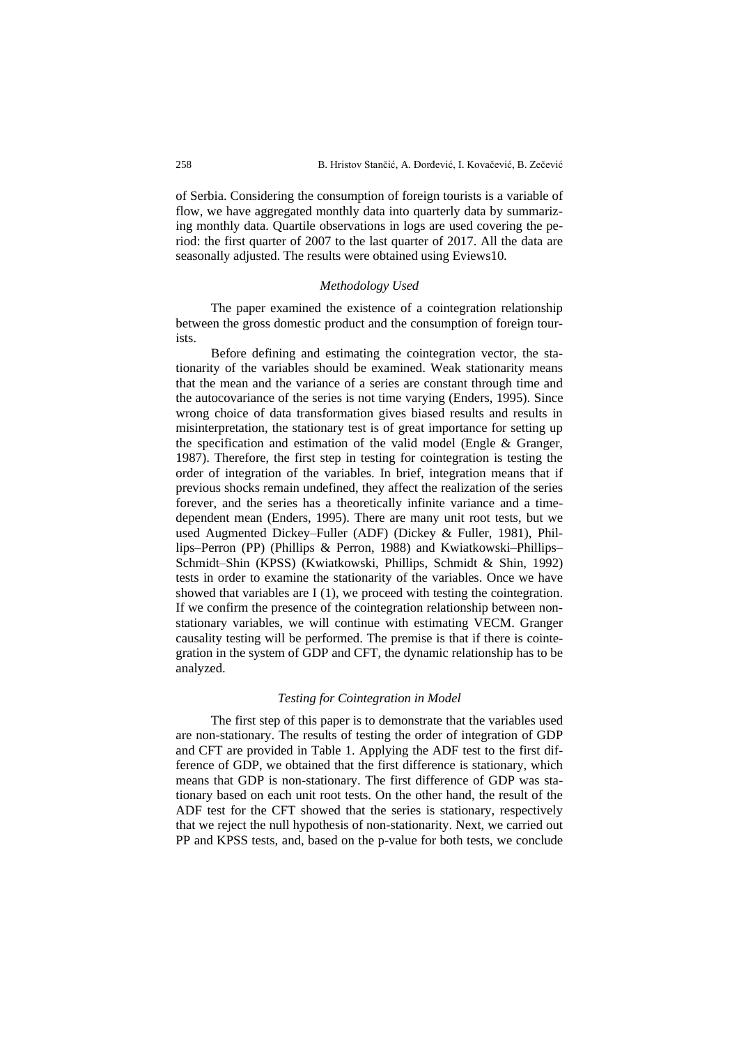of Serbia. Considering the consumption of foreign tourists is a variable of flow, we have aggregated monthly data into quarterly data by summarizing monthly data. Quartile observations in logs are used covering the period: the first quarter of 2007 to the last quarter of 2017. All the data are seasonally adjusted. The results were obtained using Eviews10.

### *Methodology Used*

The paper examined the existence of a cointegration relationship between the gross domestic product and the consumption of foreign tourists.

Before defining and estimating the cointegration vector, the stationarity of the variables should be examined. Weak stationarity means that the mean and the variance of a series are constant through time and the autocovariance of the series is not time varying (Enders, 1995). Since wrong choice of data transformation gives biased results and results in misinterpretation, the stationary test is of great importance for setting up the specification and estimation of the valid model (Engle & Granger, 1987). Therefore, the first step in testing for cointegration is testing the order of integration of the variables. In brief, integration means that if previous shocks remain undefined, they affect the realization of the series forever, and the series has a theoretically infinite variance and a time-dependent mean (Enders, 1995). There are many unit root tests, but we used Augmented Dickey–Fuller (ADF) (Dickey & Fuller, 1981), Phillips–Perron (PP) (Phillips & Perron, 1988) and Kwiatkowski–Phillips–Schmidt–Shin (KPSS) (Kwiatkowski, Phillips, Schmidt & Shin, 1992) tests in order to examine the stationarity of the variables. Once we have showed that variables are I (1), we proceed with testing the cointegration. If we confirm the presence of the cointegration relationship between non-stationary variables, we will continue with estimating VECM. Granger causality testing will be performed. The premise is that if there is cointegration in the system of GDP and CFT, the dynamic relationship has to be analyzed.

### *Testing for Cointegration in Model*

The first step of this paper is to demonstrate that the variables used are non-stationary. The results of testing the order of integration of GDP and CFT are provided in Table 1. Applying the ADF test to the first difference of GDP, we obtained that the first difference is stationary, which means that GDP is non-stationary. The first difference of GDP was stationary based on each unit root tests. On the other hand, the result of the ADF test for the CFT showed that the series is stationary, respectively that we reject the null hypothesis of non-stationarity. Next, we carried out PP and KPSS tests, and, based on the p-value for both tests, we conclude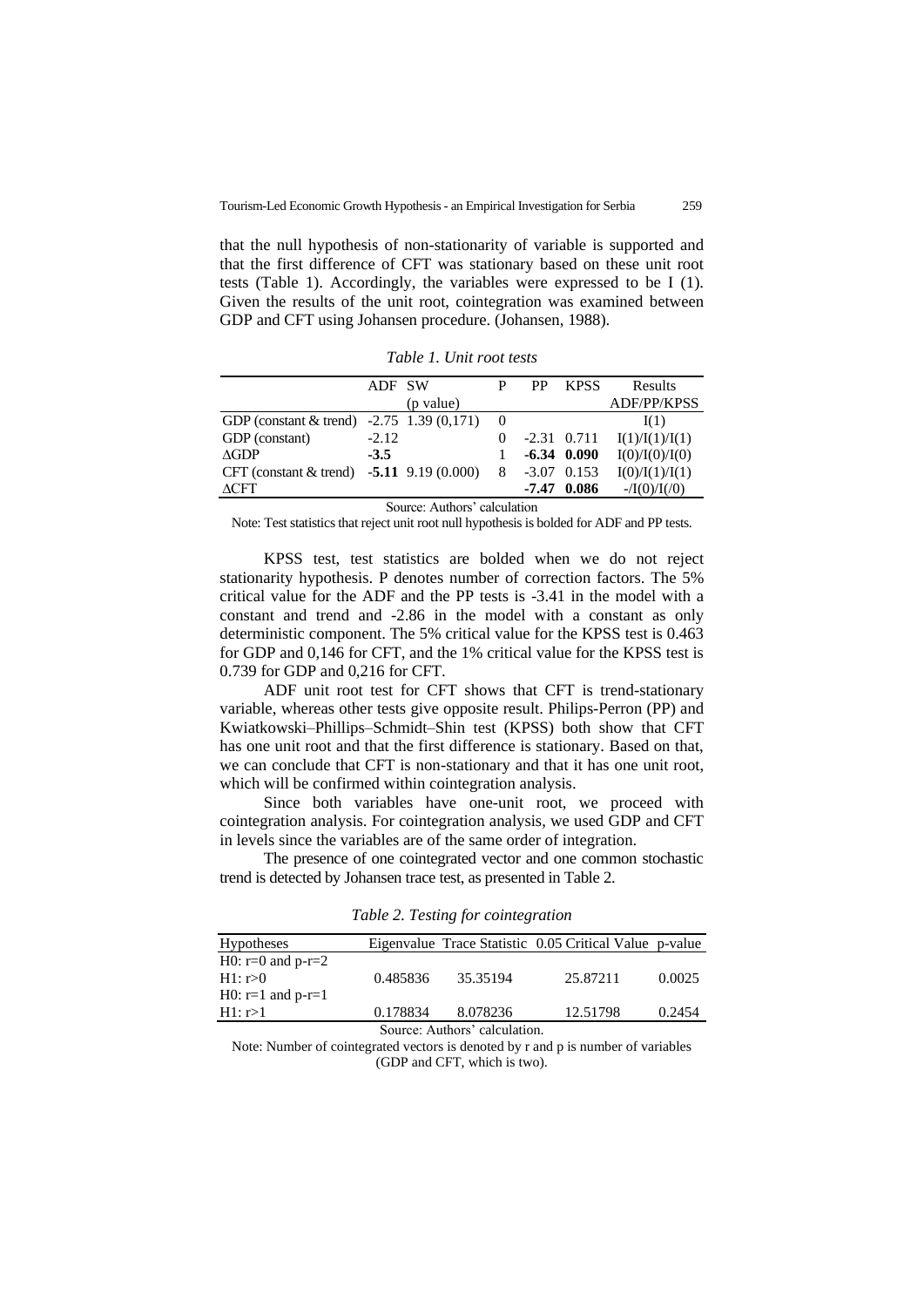that the null hypothesis of non-stationarity of variable is supported and that the first difference of CFT was stationary based on these unit root tests (Table 1). Accordingly, the variables were expressed to be I (1). Given the results of the unit root, cointegration was examined between GDP and CFT using Johansen procedure. (Johansen, 1988).

*Table 1. Unit root tests*

| | ADF | SW (p value) | P | PP | KPSS | Results ADF/PP/KPSS |
|---|---|---|---|---|---|---|
| GDP (constant & trend) | -2.75 | 1.39 (0,171) | 0 | | | I(1) |
| GDP (constant) | -2.12 | | 0 | -2.31 | 0.711 | I(1)/I(1)/I(1) |
| ΔGDP | **-3.5** | | 1 | **-6.34** | **0.090** | I(0)/I(0)/I(0) |
| CFT (constant & trend) | **-5.11** | 9.19 (0.000) | 8 | -3.07 | 0.153 | I(0)/I(1)/I(1) |
| ΔCFT | | | | **-7.47** | **0.086** | -/I(0)/I(/0) |

Source: Authors' calculation

Note: Test statistics that reject unit root null hypothesis is bolded for ADF and PP tests.

KPSS test, test statistics are bolded when we do not reject stationarity hypothesis. P denotes number of correction factors. The 5% critical value for the ADF and the PP tests is -3.41 in the model with a constant and trend and -2.86 in the model with a constant as only deterministic component. The 5% critical value for the KPSS test is 0.463 for GDP and 0,146 for CFT, and the 1% critical value for the KPSS test is 0.739 for GDP and 0,216 for CFT.

ADF unit root test for CFT shows that CFT is trend-stationary variable, whereas other tests give opposite result. Philips-Perron (PP) and Kwiatkowski–Phillips–Schmidt–Shin test (KPSS) both show that CFT has one unit root and that the first difference is stationary. Based on that, we can conclude that CFT is non-stationary and that it has one unit root, which will be confirmed within cointegration analysis.

Since both variables have one-unit root, we proceed with cointegration analysis. For cointegration analysis, we used GDP and CFT in levels since the variables are of the same order of integration.

The presence of one cointegrated vector and one common stochastic trend is detected by Johansen trace test, as presented in Table 2.

*Table 2. Testing for cointegration*

| Hypotheses | Eigenvalue | Trace Statistic | 0.05 Critical Value | p-value |
|---|---|---|---|---|
| H0: r=0 and p-r=2<br>H1: r>0 | 0.485836 | 35.35194 | 25.87211 | 0.0025 |
| H0: r=1 and p-r=1<br>H1: r>1 | 0.178834 | 8.078236 | 12.51798 | 0.2454 |

Source: Authors' calculation.

Note: Number of cointegrated vectors is denoted by r and p is number of variables (GDP and CFT, which is two).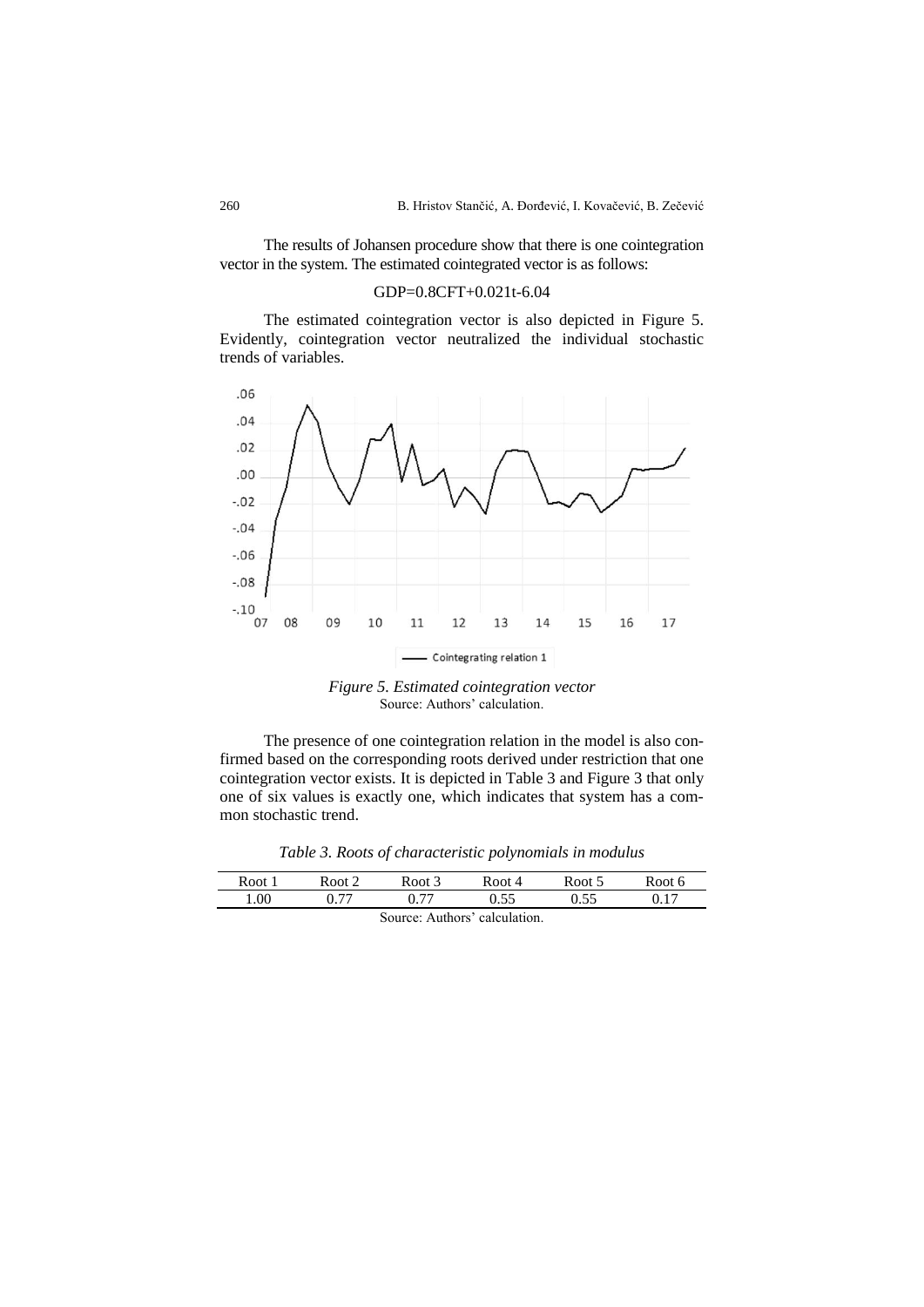The results of Johansen procedure show that there is one cointegration vector in the system. The estimated cointegrated vector is as follows:

$$GDP=0.8CFT+0.021t-6.04$$

The estimated cointegration vector is also depicted in Figure 5. Evidently, cointegration vector neutralized the individual stochastic trends of variables.

*Figure 5. Estimated cointegration vector*
Source: Authors' calculation.

The presence of one cointegration relation in the model is also confirmed based on the corresponding roots derived under restriction that one cointegration vector exists. It is depicted in Table 3 and Figure 3 that only one of six values is exactly one, which indicates that system has a common stochastic trend.

*Table 3. Roots of characteristic polynomials in modulus*

| Root 1 | Root 2 | Root 3 | Root 4 | Root 5 | Root 6 |
|---|---|---|---|---|---|
| 1.00 | 0.77 | 0.77 | 0.55 | 0.55 | 0.17 |

Source: Authors' calculation.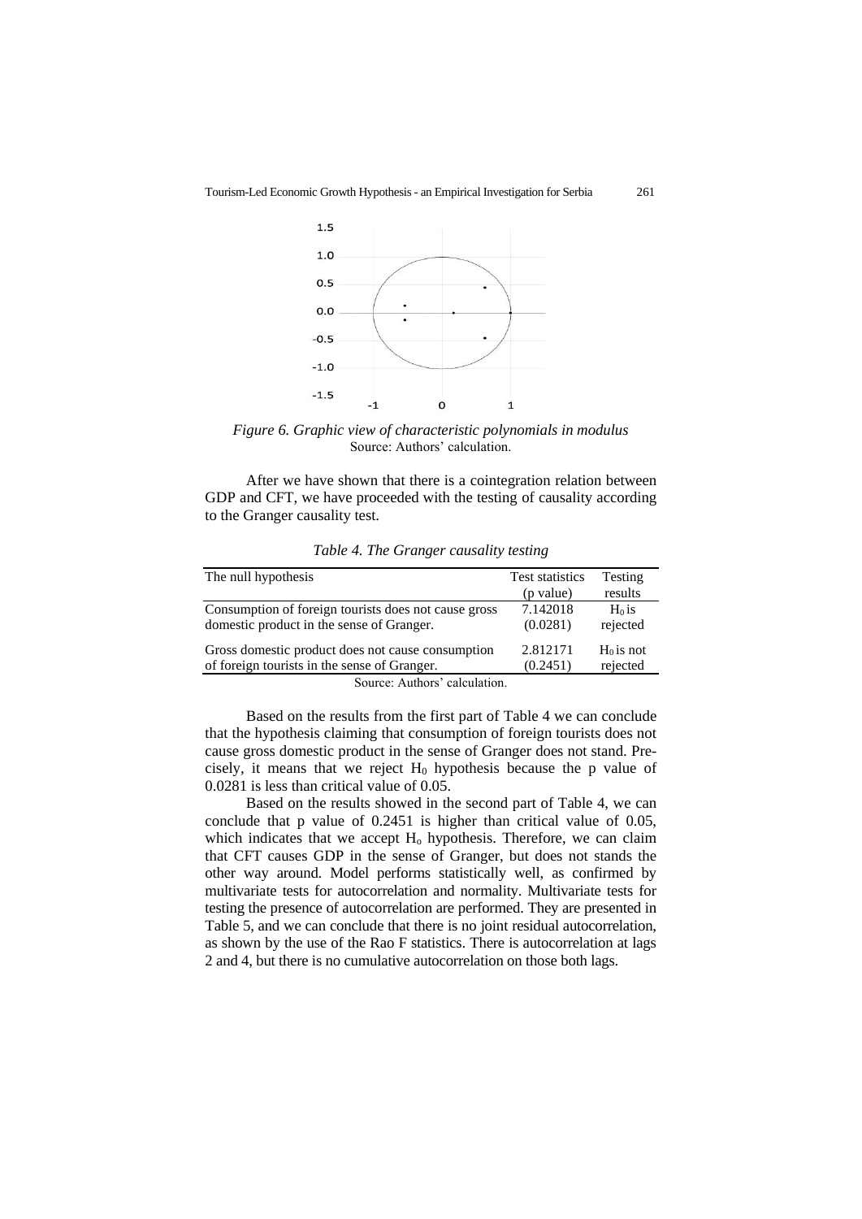*Figure 6. Graphic view of characteristic polynomials in modulus*
Source: Authors' calculation.

After we have shown that there is a cointegration relation between GDP and CFT, we have proceeded with the testing of causality according to the Granger causality test.

*Table 4. The Granger causality testing*

| The null hypothesis | Test statistics (p value) | Testing results |
|---|---|---|
| Consumption of foreign tourists does not cause gross domestic product in the sense of Granger. | 7.142018 (0.0281) | $H_0$ is rejected |
| Gross domestic product does not cause consumption of foreign tourists in the sense of Granger. | 2.812171 (0.2451) | $H_0$ is not rejected |

Source: Authors' calculation.

Based on the results from the first part of Table 4 we can conclude that the hypothesis claiming that consumption of foreign tourists does not cause gross domestic product in the sense of Granger does not stand. Precisely, it means that we reject $H_0$ hypothesis because the p value of 0.0281 is less than critical value of 0.05.

Based on the results showed in the second part of Table 4, we can conclude that p value of 0.2451 is higher than critical value of 0.05, which indicates that we accept $H_o$ hypothesis. Therefore, we can claim that CFT causes GDP in the sense of Granger, but does not stands the other way around. Model performs statistically well, as confirmed by multivariate tests for autocorrelation and normality. Multivariate tests for testing the presence of autocorrelation are performed. They are presented in Table 5, and we can conclude that there is no joint residual autocorrelation, as shown by the use of the Rao F statistics. There is autocorrelation at lags 2 and 4, but there is no cumulative autocorrelation on those both lags.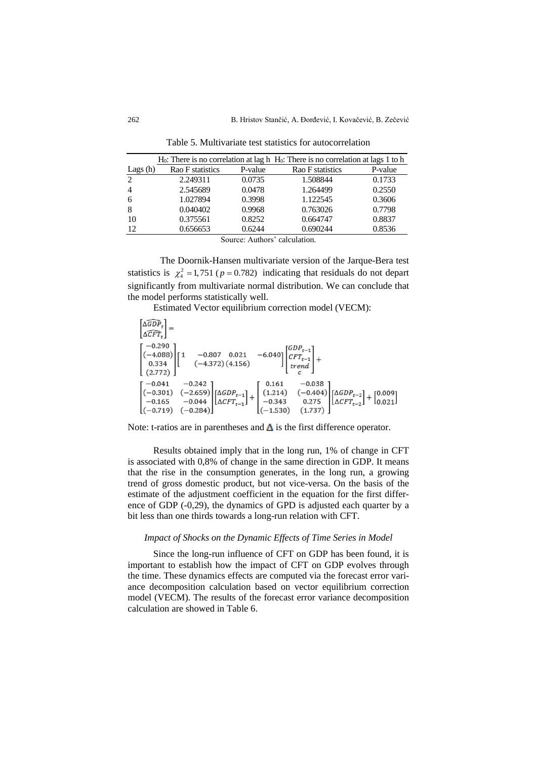Table 5. Multivariate test statistics for autocorrelation

| | $H_0$: There is no correlation at lag h | | $H_0$: There is no correlation at lags 1 to h | |
|---|---|---|---|---|
| Lags (h) | Rao F statistics | P-value | Rao F statistics | P-value |
| 2 | 2.249311 | 0.0735 | 1.508844 | 0.1733 |
| 4 | 2.545689 | 0.0478 | 1.264499 | 0.2550 |
| 6 | 1.027894 | 0.3998 | 1.122545 | 0.3606 |
| 8 | 0.040402 | 0.9968 | 0.763026 | 0.7798 |
| 10 | 0.375561 | 0.8252 | 0.664747 | 0.8837 |
| 12 | 0.656653 | 0.6244 | 0.690244 | 0.8536 |

Source: Authors' calculation.

The Doornik-Hansen multivariate version of the Jarque-Bera test statistics is $\chi_4^2 = 1,751$ $(p = 0.782)$ indicating that residuals do not depart significantly from multivariate normal distribution. We can conclude that the model performs statistically well.

Estimated Vector equilibrium correction model (VECM):

$$\begin{bmatrix} \Delta\widehat{GDP}_t \\ \Delta\widehat{CFT}_t \end{bmatrix} = \begin{bmatrix} -0.290 \\ (-4.088) \\ 0.334 \\ (2.772) \end{bmatrix} \begin{bmatrix} 1 & -0.807 & 0.021 & -6.040 \\ & (-4.372) & (4.156) & \end{bmatrix} \begin{bmatrix} GDP_{t-1} \\ CFT_{t-1} \\ trend \\ c \end{bmatrix} + \begin{bmatrix} -0.041 & -0.242 \\ (-0.301) & (-2.659) \\ -0.165 & -0.044 \\ (-0.719) & (-0.284) \end{bmatrix} \begin{bmatrix} \Delta GDP_{t-1} \\ \Delta CFT_{t-1} \end{bmatrix} + \begin{bmatrix} 0.161 & -0.038 \\ (1.214) & (-0.404) \\ -0.343 & 0.275 \\ (-1.530) & (1.737) \end{bmatrix} \begin{bmatrix} \Delta GDP_{t-2} \\ \Delta CFT_{t-2} \end{bmatrix} + \begin{bmatrix} 0.009 \\ 0.021 \end{bmatrix}$$

Note: t-ratios are in parentheses and $\Delta$ is the first difference operator.

Results obtained imply that in the long run, 1% of change in CFT is associated with 0,8% of change in the same direction in GDP. It means that the rise in the consumption generates, in the long run, a growing trend of gross domestic product, but not vice-versa. On the basis of the estimate of the adjustment coefficient in the equation for the first difference of GDP (-0,29), the dynamics of GPD is adjusted each quarter by a bit less than one thirds towards a long-run relation with CFT.

*Impact of Shocks on the Dynamic Effects of Time Series in Model*

Since the long-run influence of CFT on GDP has been found, it is important to establish how the impact of CFT on GDP evolves through the time. These dynamics effects are computed via the forecast error variance decomposition calculation based on vector equilibrium correction model (VECM). The results of the forecast error variance decomposition calculation are showed in Table 6.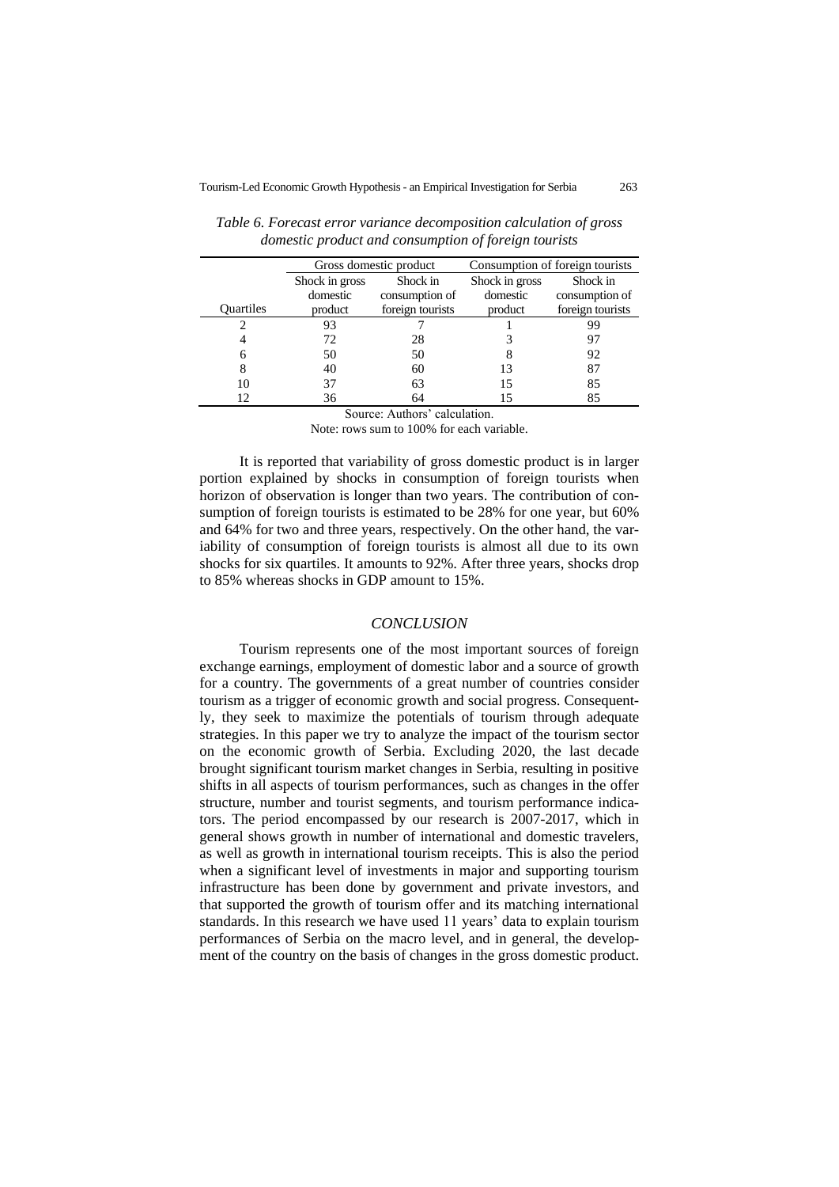*Table 6. Forecast error variance decomposition calculation of gross domestic product and consumption of foreign tourists*

| | Gross domestic product | | Consumption of foreign tourists | |
|---|---|---|---|---|
| Quartiles | Shock in gross domestic product | Shock in consumption of foreign tourists | Shock in gross domestic product | Shock in consumption of foreign tourists |
| 2 | 93 | 7 | 1 | 99 |
| 4 | 72 | 28 | 3 | 97 |
| 6 | 50 | 50 | 8 | 92 |
| 8 | 40 | 60 | 13 | 87 |
| 10 | 37 | 63 | 15 | 85 |
| 12 | 36 | 64 | 15 | 85 |

Source: Authors' calculation.

Note: rows sum to 100% for each variable.

It is reported that variability of gross domestic product is in larger portion explained by shocks in consumption of foreign tourists when horizon of observation is longer than two years. The contribution of consumption of foreign tourists is estimated to be 28% for one year, but 60% and 64% for two and three years, respectively. On the other hand, the variability of consumption of foreign tourists is almost all due to its own shocks for six quartiles. It amounts to 92%. After three years, shocks drop to 85% whereas shocks in GDP amount to 15%.

## *CONCLUSION*

Tourism represents one of the most important sources of foreign exchange earnings, employment of domestic labor and a source of growth for a country. The governments of a great number of countries consider tourism as a trigger of economic growth and social progress. Consequently, they seek to maximize the potentials of tourism through adequate strategies. In this paper we try to analyze the impact of the tourism sector on the economic growth of Serbia. Excluding 2020, the last decade brought significant tourism market changes in Serbia, resulting in positive shifts in all aspects of tourism performances, such as changes in the offer structure, number and tourist segments, and tourism performance indicators. The period encompassed by our research is 2007-2017, which in general shows growth in number of international and domestic travelers, as well as growth in international tourism receipts. This is also the period when a significant level of investments in major and supporting tourism infrastructure has been done by government and private investors, and that supported the growth of tourism offer and its matching international standards. In this research we have used 11 years' data to explain tourism performances of Serbia on the macro level, and in general, the development of the country on the basis of changes in the gross domestic product.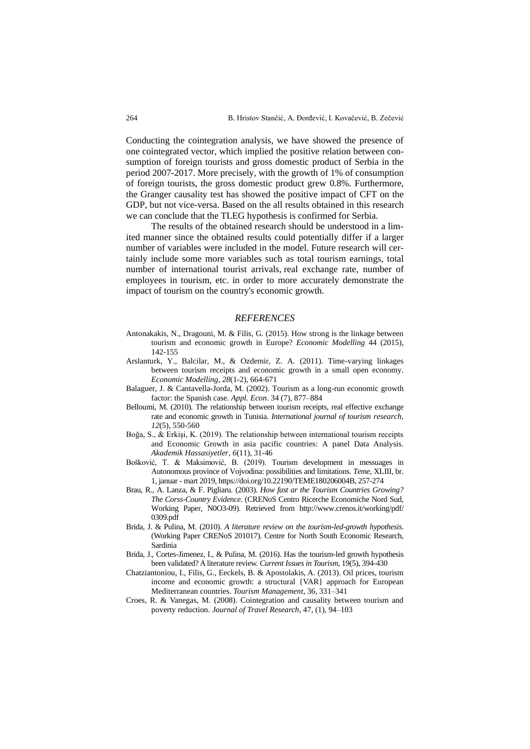Conducting the cointegration analysis, we have showed the presence of one cointegrated vector, which implied the positive relation between consumption of foreign tourists and gross domestic product of Serbia in the period 2007-2017. More precisely, with the growth of 1% of consumption of foreign tourists, the gross domestic product grew 0.8%. Furthermore, the Granger causality test has showed the positive impact of CFT on the GDP, but not vice-versa. Based on the all results obtained in this research we can conclude that the TLEG hypothesis is confirmed for Serbia.

The results of the obtained research should be understood in a limited manner since the obtained results could potentially differ if a larger number of variables were included in the model. Future research will certainly include some more variables such as total tourism earnings, total number of international tourist arrivals, real exchange rate, number of employees in tourism, etc. in order to more accurately demonstrate the impact of tourism on the country's economic growth.

## *REFERENCES*

Antonakakis, N., Dragouni, M. & Filis, G. (2015). How strong is the linkage between tourism and economic growth in Europe? *Economic Modelling* 44 (2015), 142-155

Arslanturk, Y., Balcilar, M., & Ozdemir, Z. A. (2011). Time-varying linkages between tourism receipts and economic growth in a small open economy. *Economic Modelling*, *28*(1-2), 664-671

Balaguer, J. & Cantavella-Jorda, M. (2002). Tourism as a long-run economic growth factor: the Spanish case. *Appl. Econ*. 34 (7), 877–884

Belloumi, M. (2010). The relationship between tourism receipts, real effective exchange rate and economic growth in Tunisia. *International journal of tourism research*, *12*(5), 550-560

Boğa, S., & Erkişi, K. (2019). The relationship between international tourism receipts and Economic Growth in asia pacific countries: A panel Data Analysis. *Akademik Hassasiyetler*, *6*(11), 31-46

Bošković, T. & Maksimović, B. (2019). Tourism development in messuages in Autonomous province of Vojvodina: possibilities and limitations. *Teme*, XLIII, br. 1, januar - mart 2019, https://doi.org/10.22190/TEME180206004B, 257-274

Brau, R., A. Lanza, & F. Pigliaru. (2003). *How fast ar the Tourism Countries Growing? The Corss-Country Evidence*. (CRENoS Centro Ricerche Economiche Nord Sud, Working Paper, N0O3-09). Retrieved from http://www.crenos.it/working/pdf/0309.pdf

Brida, J. & Pulina, M. (2010). *A literature review on the tourism-led-growth hypothesis*. (Working Paper CRENoS 201017). Centre for North South Economic Research, Sardinia

Brida, J., Cortes-Jimenez, I., & Pulina, M. (2016). Has the tourism-led growth hypothesis been validated? A literature review. *Current Issues in Tourism*, 19(5), 394-430

Chatziantoniou, I., Filis, G., Eeckels, B. & Apostolakis, A. (2013). Oil prices, tourism income and economic growth: a structural {VAR} approach for European Mediterranean countries. *Tourism Management*, 36, 331–341

Croes, R. & Vanegas, M. (2008). Cointegration and causality between tourism and poverty reduction. *Journal of Travel Research*, 47, (1), 94–103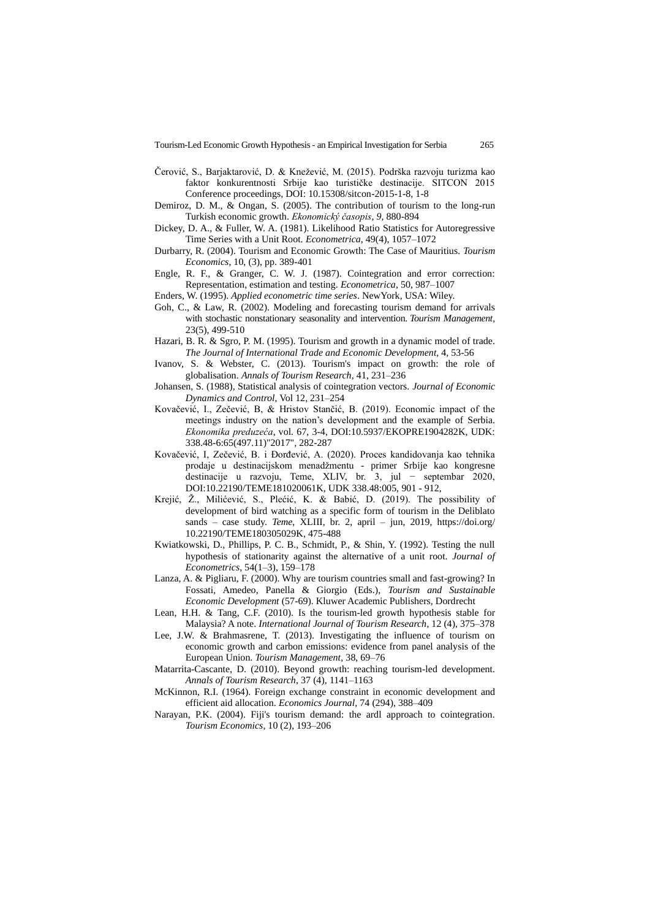Čerović, S., Barjaktarović, D. & Knežević, M. (2015). Podrška razvoju turizma kao faktor konkurentnosti Srbije kao turističke destinacije. SITCON 2015 Conference proceedings, DOI: 10.15308/sitcon-2015-1-8, 1-8

Demiroz, D. M., & Ongan, S. (2005). The contribution of tourism to the long-run Turkish economic growth. *Ekonomický časopis*, *9*, 880-894

Dickey, D. A., & Fuller, W. A. (1981). Likelihood Ratio Statistics for Autoregressive Time Series with a Unit Root. *Econometrica*, 49(4), 1057–1072

Durbarry, R. (2004). Tourism and Economic Growth: The Case of Mauritius. *Tourism Economics*, 10, (3), pp. 389-401

Engle, R. F., & Granger, C. W. J. (1987). Cointegration and error correction: Representation, estimation and testing. *Econometrica*, 50, 987–1007

Enders, W. (1995). *Applied econometric time series*. NewYork, USA: Wiley.

Goh, C., & Law, R. (2002). Modeling and forecasting tourism demand for arrivals with stochastic nonstationary seasonality and intervention. *Tourism Management*, 23(5), 499-510

Hazari, B. R. & Sgro, P. M. (1995). Tourism and growth in a dynamic model of trade. *The Journal of International Trade and Economic Development*, 4, 53-56

Ivanov, S. & Webster, C. (2013). Tourism's impact on growth: the role of globalisation. *Annals of Tourism Research*, 41, 231–236

Johansen, S. (1988), Statistical analysis of cointegration vectors. *Journal of Economic Dynamics and Control*, Vol 12, 231–254

Kovačević, I., Zečević, B, & Hristov Stančić, B. (2019). Economic impact of the meetings industry on the nation's development and the example of Serbia. *Ekonomika preduzeća*, vol. 67, 3-4, DOI:10.5937/EKOPRE1904282K, UDK: 338.48-6:65(497.11)"2017", 282-287

Kovačević, I, Zečević, B. i Đorđević, A. (2020). Proces kandidovanja kao tehnika prodaje u destinacijskom menadžmentu - primer Srbije kao kongresne destinacije u razvoju, Teme, XLIV, br. 3, jul − septembar 2020, DOI:10.22190/TEME181020061K, UDK 338.48:005, 901 - 912,

Krejić, Ž., Milićević, S., Plećić, K. & Babić, D. (2019). The possibility of development of bird watching as a specific form of tourism in the Deliblato sands – case study. *Teme*, XLIII, br. 2, april – jun, 2019, https://doi.org/10.22190/TEME180305029K, 475-488

Kwiatkowski, D., Phillips, P. C. B., Schmidt, P., & Shin, Y. (1992). Testing the null hypothesis of stationarity against the alternative of a unit root. *Journal of Econometrics*, 54(1–3), 159–178

Lanza, A. & Pigliaru, F. (2000). Why are tourism countries small and fast-growing? In Fossati, Amedeo, Panella & Giorgio (Eds.), *Tourism and Sustainable Economic Development* (57-69). Kluwer Academic Publishers, Dordrecht

Lean, H.H. & Tang, C.F. (2010). Is the tourism-led growth hypothesis stable for Malaysia? A note. *International Journal of Tourism Research*, 12 (4), 375–378

Lee, J.W. & Brahmasrene, T. (2013). Investigating the influence of tourism on economic growth and carbon emissions: evidence from panel analysis of the European Union. *Tourism Management*, 38, 69–76

Matarrita-Cascante, D. (2010). Beyond growth: reaching tourism-led development. *Annals of Tourism Research*, 37 (4), 1141–1163

McKinnon, R.I. (1964). Foreign exchange constraint in economic development and efficient aid allocation. *Economics Journal*, 74 (294), 388–409

Narayan, P.K. (2004). Fiji's tourism demand: the ardl approach to cointegration. *Tourism Economics*, 10 (2), 193–206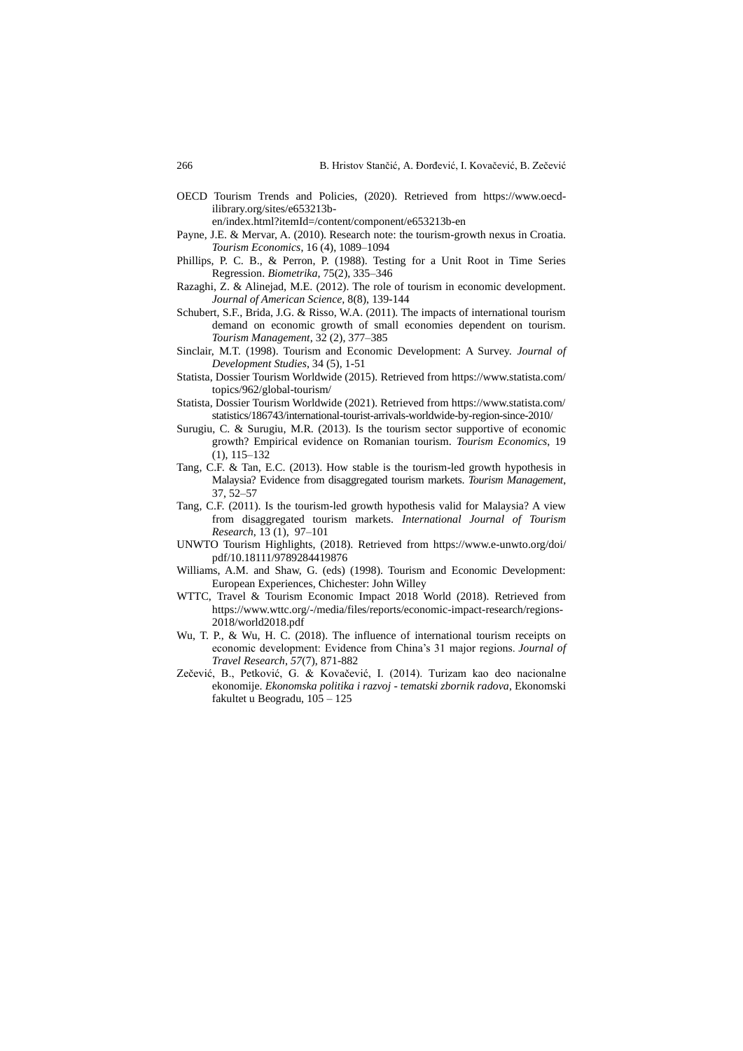OECD Tourism Trends and Policies, (2020). Retrieved from https://www.oecd-ilibrary.org/sites/e653213b-en/index.html?itemId=/content/component/e653213b-en

Payne, J.E. & Mervar, A. (2010). Research note: the tourism-growth nexus in Croatia. *Tourism Economics*, 16 (4), 1089–1094

Phillips, P. C. B., & Perron, P. (1988). Testing for a Unit Root in Time Series Regression. *Biometrika*, 75(2), 335–346

Razaghi, Z. & Alinejad, M.E. (2012). The role of tourism in economic development. *Journal of American Science*, 8(8), 139-144

Schubert, S.F., Brida, J.G. & Risso, W.A. (2011). The impacts of international tourism demand on economic growth of small economies dependent on tourism. *Tourism Management*, 32 (2), 377–385

Sinclair, M.T. (1998). Tourism and Economic Development: A Survey. *Journal of Development Studies*, 34 (5), 1-51

Statista, Dossier Tourism Worldwide (2015). Retrieved from https://www.statista.com/topics/962/global-tourism/

Statista, Dossier Tourism Worldwide (2021). Retrieved from https://www.statista.com/statistics/186743/international-tourist-arrivals-worldwide-by-region-since-2010/

Surugiu, C. & Surugiu, M.R. (2013). Is the tourism sector supportive of economic growth? Empirical evidence on Romanian tourism. *Tourism Economics*, 19 (1), 115–132

Tang, C.F. & Tan, E.C. (2013). How stable is the tourism-led growth hypothesis in Malaysia? Evidence from disaggregated tourism markets. *Tourism Management*, 37, 52–57

Tang, C.F. (2011). Is the tourism-led growth hypothesis valid for Malaysia? A view from disaggregated tourism markets. *International Journal of Tourism Research*, 13 (1), 97–101

UNWTO Tourism Highlights, (2018). Retrieved from https://www.e-unwto.org/doi/pdf/10.18111/9789284419876

Williams, A.M. and Shaw, G. (eds) (1998). Tourism and Economic Development: European Experiences, Chichester: John Willey

WTTC, Travel & Tourism Economic Impact 2018 World (2018). Retrieved from https://www.wttc.org/-/media/files/reports/economic-impact-research/regions-2018/world2018.pdf

Wu, T. P., & Wu, H. C. (2018). The influence of international tourism receipts on economic development: Evidence from China's 31 major regions. *Journal of Travel Research*, *57*(7), 871-882

Zečević, B., Petković, G. & Kovačević, I. (2014). Turizam kao deo nacionalne ekonomije. *Ekonomska politika i razvoj - tematski zbornik radova*, Ekonomski fakultet u Beogradu, 105 – 125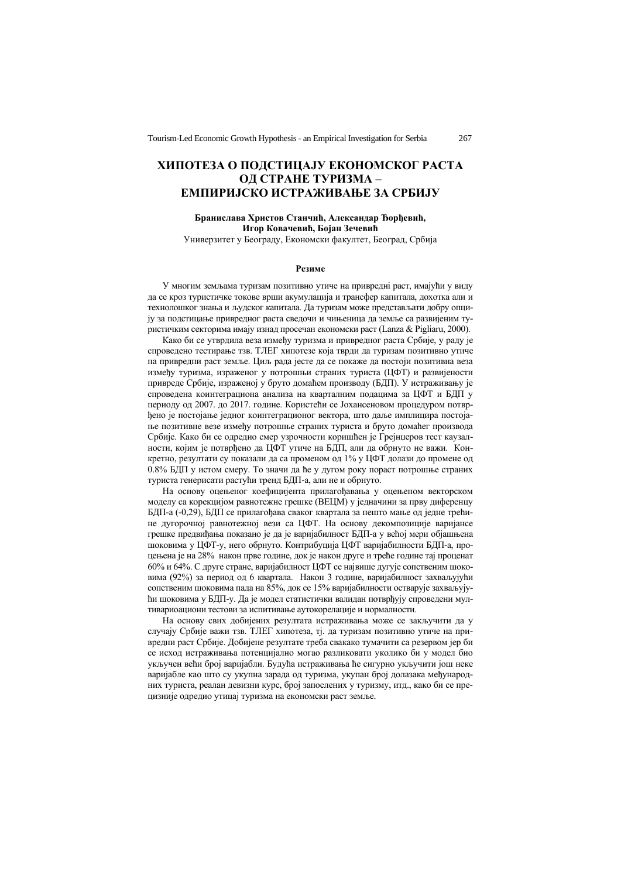# ХИПОТЕЗА О ПОДСТИЦАЈУ ЕКОНОМСКОГ РАСТА ОД СТРАНЕ ТУРИЗМА – ЕМПИРИЈСКО ИСТРАЖИВАЊЕ ЗА СРБИЈУ

**Бранислава Христов Станчић, Александар Ђорђевић, Игор Ковачевић, Бојан Зечевић**

Универзитет у Београду, Економски факултет, Београд, Србија

## Резиме

У многим земљама туризам позитивно утиче на привредні раст, имајући у виду да се кроз туристичке токове врши акумулација и трансфер капитала, дохотка али и технолошког знања и људског капитала. Да туризам може представљати добру опцију за подстицање привредног раста сведочи и чињеница да земље са развијеним туристичким секторима имају изнад просечан економски раст (Lanza & Pigliaru, 2000).

Како би се утврдила веза између туризма и привредног раста Србије, у раду је спроведено тестирање тзв. ТЛЕГ хипотезе која тврди да туризам позитивно утиче на привредни раст земље. Циљ рада јесте да се покаже да постоји позитивна веза између туризма, израженог у потрошњи страних туриста (ЦФТ) и развијености привреде Србије, израженој у бруто домаћем производу (БДП). У истраживању је спроведена коинтеграциона анализа на кварталним подацима за ЦФТ и БДП у периоду од 2007. до 2017. године. Користећи се Јохансеновом процедуром потврђено је постојање једног коинтеграционог вектора, што даље имплицира постојање позитивне везе између потрошње страних туриста и бруто домаћег производа Србије. Како би се одредио смер узрочности коришћен је Грејнџеров тест каузалности, којим је потврђено да ЦФТ утиче на БДП, али да обрнуто не важи. Конкретно, резултати су показали да са променом од 1% у ЦФТ долази до промене од 0.8% БДП у истом смеру. То значи да ће у дугом року пораст потрошње страних туриста генерисати растући тренд БДП-а, али не и обрнуто.

На основу оцењеног коефицијента прилагођавања у оцењеном векторском моделу са корекцијом равнотежне грешке (ВЕЦМ) у једначини за прву диференцу БДП-а (-0,29), БДП се прилагођава сваког квартала за нешто мање од једне трећине дугорочној равнотежној вези са ЦФТ. На основу декомпозиције варијансе грешке предвиђања показано је да је варијабилност БДП-а у већој мери објашњена шоковима у ЦФТ-у, него обрнуто. Контрибуција ЦФТ варијабилности БДП-а, процењена је на 28% након прве године, док је након друге и треће године тај проценат 60% и 64%. С друге стране, варијабилност ЦФТ се највише дугује сопственим шоковима (92%) за период од 6 квартала. Након 3 године, варијабилност захваљујући сопственим шоковима пада на 85%, док се 15% варијабилности остварује захваљујући шоковима у БДП-у. Да је модел статистички валидан потврђују спроведени мултиваријациони тестови за испитивање аутокорелације и нормалности.

На основу свих добијених резултата истраживања може се закључити да у случају Србије важи тзв. ТЛЕГ хипотеза, тј. да туризам позитивно утиче на привредни раст Србије. Добијене резултате треба свакако тумачити са резервом јер би се исход истраживања потенцијално могао разликовати уколико би у модел био укључен већи број варијабли. Будућа истраживања ће сигурно укључити још неке варијабле као што су укупна зарада од туризма, укупан број долазака међународних туриста, реалан девизни курс, број запослених у туризму, итд., како би се прецизније одредио утицај туризма на економски раст земље.